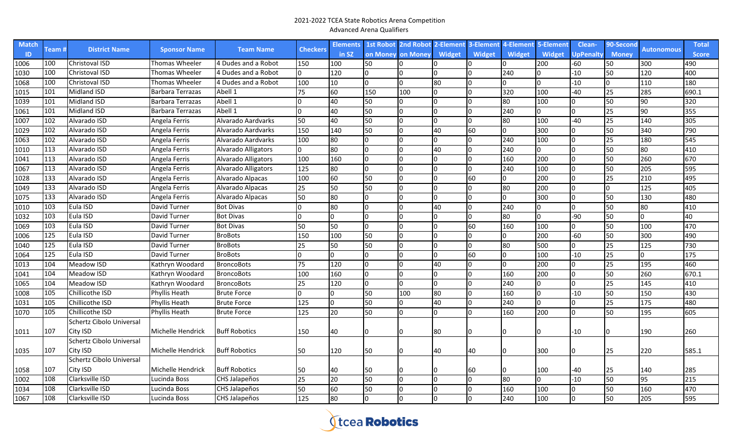2021-2022 TCEA State Robotics Arena Competition

Advanced Arena Qualifiers

| Match ID | Team # | District Name | Sponsor Name | Team Name | Checkers | Elements in SZ | 1st Robot on Money | 2nd Robot on Money | 2-Element Widget | 3-Element Widget | 4-Element Widget | 5-Element Widget | Clean-UpPenalty | 90-Second Money | Autonomous | Total Score |
|---|---|---|---|---|---|---|---|---|---|---|---|---|---|---|---|---|
| 1006 | 100 | Christoval ISD | Thomas Wheeler | 4 Dudes and a Robot | 150 | 100 | 50 | 0 | 0 | 0 | 0 | 200 | -60 | 50 | 300 | 490 |
| 1030 | 100 | Christoval ISD | Thomas Wheeler | 4 Dudes and a Robot | 0 | 120 | 0 | 0 | 0 | 0 | 240 | 0 | -10 | 50 | 120 | 400 |
| 1068 | 100 | Christoval ISD | Thomas Wheeler | 4 Dudes and a Robot | 100 | 10 | 0 | 0 | 80 | 0 | 0 | 0 | -10 | 0 | 110 | 180 |
| 1015 | 101 | Midland ISD | Barbara Terrazas | Abell 1 | 75 | 60 | 150 | 100 | 0 | 0 | 320 | 100 | -40 | 25 | 285 | 690.1 |
| 1039 | 101 | Midland ISD | Barbara Terrazas | Abell 1 | 0 | 40 | 50 | 0 | 0 | 0 | 80 | 100 | 0 | 50 | 90 | 320 |
| 1061 | 101 | Midland ISD | Barbara Terrazas | Abell 1 | 0 | 40 | 50 | 0 | 0 | 0 | 240 | 0 | 0 | 25 | 90 | 355 |
| 1007 | 102 | Alvarado ISD | Angela Ferris | Alvarado Aardvarks | 50 | 40 | 50 | 0 | 0 | 0 | 80 | 100 | -40 | 25 | 140 | 305 |
| 1029 | 102 | Alvarado ISD | Angela Ferris | Alvarado Aardvarks | 150 | 140 | 50 | 0 | 40 | 60 | 0 | 300 | 0 | 50 | 340 | 790 |
| 1063 | 102 | Alvarado ISD | Angela Ferris | Alvarado Aardvarks | 100 | 80 | 0 | 0 | 0 | 0 | 240 | 100 | 0 | 25 | 180 | 545 |
| 1010 | 113 | Alvarado ISD | Angela Ferris | Alvarado Alligators | 0 | 80 | 0 | 0 | 40 | 0 | 240 | 0 | 0 | 50 | 80 | 410 |
| 1041 | 113 | Alvarado ISD | Angela Ferris | Alvarado Alligators | 100 | 160 | 0 | 0 | 0 | 0 | 160 | 200 | 0 | 50 | 260 | 670 |
| 1067 | 113 | Alvarado ISD | Angela Ferris | Alvarado Alligators | 125 | 80 | 0 | 0 | 0 | 0 | 240 | 100 | 0 | 50 | 205 | 595 |
| 1028 | 133 | Alvarado ISD | Angela Ferris | Alvarado Alpacas | 100 | 60 | 50 | 0 | 0 | 60 | 0 | 200 | 0 | 25 | 210 | 495 |
| 1049 | 133 | Alvarado ISD | Angela Ferris | Alvarado Alpacas | 25 | 50 | 50 | 0 | 0 | 0 | 80 | 200 | 0 | 0 | 125 | 405 |
| 1075 | 133 | Alvarado ISD | Angela Ferris | Alvarado Alpacas | 50 | 80 | 0 | 0 | 0 | 0 | 0 | 300 | 0 | 50 | 130 | 480 |
| 1010 | 103 | Eula ISD | David Turner | Bot Divas | 0 | 80 | 0 | 0 | 40 | 0 | 240 | 0 | 0 | 50 | 80 | 410 |
| 1032 | 103 | Eula ISD | David Turner | Bot Divas | 0 | 0 | 0 | 0 | 0 | 0 | 80 | 0 | -90 | 50 | 0 | 40 |
| 1069 | 103 | Eula ISD | David Turner | Bot Divas | 50 | 50 | 0 | 0 | 0 | 60 | 160 | 100 | 0 | 50 | 100 | 470 |
| 1006 | 125 | Eula ISD | David Turner | BroBots | 150 | 100 | 50 | 0 | 0 | 0 | 0 | 200 | -60 | 50 | 300 | 490 |
| 1040 | 125 | Eula ISD | David Turner | BroBots | 25 | 50 | 50 | 0 | 0 | 0 | 80 | 500 | 0 | 25 | 125 | 730 |
| 1064 | 125 | Eula ISD | David Turner | BroBots | 0 | 0 | 0 | 0 | 0 | 60 | 0 | 100 | -10 | 25 | 0 | 175 |
| 1013 | 104 | Meadow ISD | Kathryn Woodard | BroncoBots | 75 | 120 | 0 | 0 | 40 | 0 | 0 | 200 | 0 | 25 | 195 | 460 |
| 1041 | 104 | Meadow ISD | Kathryn Woodard | BroncoBots | 100 | 160 | 0 | 0 | 0 | 0 | 160 | 200 | 0 | 50 | 260 | 670.1 |
| 1065 | 104 | Meadow ISD | Kathryn Woodard | BroncoBots | 25 | 120 | 0 | 0 | 0 | 0 | 240 | 0 | 0 | 25 | 145 | 410 |
| 1008 | 105 | Chillicothe ISD | Phyllis Heath | Brute Force | 0 | 0 | 50 | 100 | 80 | 0 | 160 | 0 | -10 | 50 | 150 | 430 |
| 1031 | 105 | Chillicothe ISD | Phyllis Heath | Brute Force | 125 | 0 | 50 | 0 | 40 | 0 | 240 | 0 | 0 | 25 | 175 | 480 |
| 1070 | 105 | Chillicothe ISD | Phyllis Heath | Brute Force | 125 | 20 | 50 | 0 | 0 | 0 | 160 | 200 | 0 | 50 | 195 | 605 |
| 1011 | 107 | Schertz Cibolo Universal City ISD | Michelle Hendrick | Buff Robotics | 150 | 40 | 0 | 0 | 80 | 0 | 0 | 0 | -10 | 0 | 190 | 260 |
| 1035 | 107 | Schertz Cibolo Universal City ISD | Michelle Hendrick | Buff Robotics | 50 | 120 | 50 | 0 | 40 | 40 | 0 | 300 | 0 | 25 | 220 | 585.1 |
| 1058 | 107 | Schertz Cibolo Universal City ISD | Michelle Hendrick | Buff Robotics | 50 | 40 | 50 | 0 | 0 | 60 | 0 | 100 | -40 | 25 | 140 | 285 |
| 1002 | 108 | Clarksville ISD | Lucinda Boss | CHS Jalapeños | 25 | 20 | 50 | 0 | 0 | 0 | 80 | 0 | -10 | 50 | 95 | 215 |
| 1034 | 108 | Clarksville ISD | Lucinda Boss | CHS Jalapeños | 50 | 60 | 50 | 0 | 0 | 0 | 160 | 100 | 0 | 50 | 160 | 470 |
| 1067 | 108 | Clarksville ISD | Lucinda Boss | CHS Jalapeños | 125 | 80 | 0 | 0 | 0 | 0 | 240 | 100 | 0 | 50 | 205 | 595 |

tcea Robotics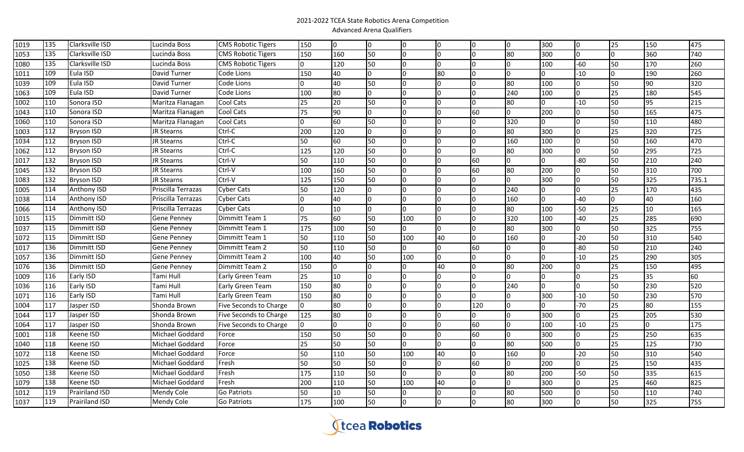2021-2022 TCEA State Robotics Arena Competition
Advanced Arena Qualifiers

| | | | | | | | | | | | | | | | | | |
|---|---|---|---|---|---|---|---|---|---|---|---|---|---|---|---|---|---|
| 1019 | 135 | Clarksville ISD | Lucinda Boss | CMS Robotic Tigers | 150 | 0 | 0 | 0 | 0 | 0 | 0 | 300 | 0 | 25 | 150 | 475 |
| 1053 | 135 | Clarksville ISD | Lucinda Boss | CMS Robotic Tigers | 150 | 160 | 50 | 0 | 0 | 0 | 80 | 300 | 0 | 0 | 360 | 740 |
| 1080 | 135 | Clarksville ISD | Lucinda Boss | CMS Robotic Tigers | 0 | 120 | 50 | 0 | 0 | 0 | 0 | 100 | -60 | 50 | 170 | 260 |
| 1011 | 109 | Eula ISD | David Turner | Code Lions | 150 | 40 | 0 | 0 | 80 | 0 | 0 | 0 | -10 | 0 | 190 | 260 |
| 1039 | 109 | Eula ISD | David Turner | Code Lions | 0 | 40 | 50 | 0 | 0 | 0 | 80 | 100 | 0 | 50 | 90 | 320 |
| 1063 | 109 | Eula ISD | David Turner | Code Lions | 100 | 80 | 0 | 0 | 0 | 0 | 240 | 100 | 0 | 25 | 180 | 545 |
| 1002 | 110 | Sonora ISD | Maritza Flanagan | Cool Cats | 25 | 20 | 50 | 0 | 0 | 0 | 80 | 0 | -10 | 50 | 95 | 215 |
| 1043 | 110 | Sonora ISD | Maritza Flanagan | Cool Cats | 75 | 90 | 0 | 0 | 0 | 60 | 0 | 200 | 0 | 50 | 165 | 475 |
| 1060 | 110 | Sonora ISD | Maritza Flanagan | Cool Cats | 0 | 60 | 50 | 0 | 0 | 0 | 320 | 0 | 0 | 50 | 110 | 480 |
| 1003 | 112 | Bryson ISD | JR Stearns | Ctrl-C | 200 | 120 | 0 | 0 | 0 | 0 | 80 | 300 | 0 | 25 | 320 | 725 |
| 1034 | 112 | Bryson ISD | JR Stearns | Ctrl-C | 50 | 60 | 50 | 0 | 0 | 0 | 160 | 100 | 0 | 50 | 160 | 470 |
| 1062 | 112 | Bryson ISD | JR Stearns | Ctrl-C | 125 | 120 | 50 | 0 | 0 | 0 | 80 | 300 | 0 | 50 | 295 | 725 |
| 1017 | 132 | Bryson ISD | JR Stearns | Ctrl-V | 50 | 110 | 50 | 0 | 0 | 60 | 0 | 0 | -80 | 50 | 210 | 240 |
| 1045 | 132 | Bryson ISD | JR Stearns | Ctrl-V | 100 | 160 | 50 | 0 | 0 | 60 | 80 | 200 | 0 | 50 | 310 | 700 |
| 1083 | 132 | Bryson ISD | JR Stearns | Ctrl-V | 125 | 150 | 50 | 0 | 0 | 0 | 0 | 300 | 0 | 50 | 325 | 735.1 |
| 1005 | 114 | Anthony ISD | Priscilla Terrazas | Cyber Cats | 50 | 120 | 0 | 0 | 0 | 0 | 240 | 0 | 0 | 25 | 170 | 435 |
| 1038 | 114 | Anthony ISD | Priscilla Terrazas | Cyber Cats | 0 | 40 | 0 | 0 | 0 | 0 | 160 | 0 | -40 | 0 | 40 | 160 |
| 1066 | 114 | Anthony ISD | Priscilla Terrazas | Cyber Cats | 0 | 10 | 0 | 0 | 0 | 0 | 80 | 100 | -50 | 25 | 10 | 165 |
| 1015 | 115 | Dimmitt ISD | Gene Penney | Dimmitt Team 1 | 75 | 60 | 50 | 100 | 0 | 0 | 320 | 100 | -40 | 25 | 285 | 690 |
| 1037 | 115 | Dimmitt ISD | Gene Penney | Dimmitt Team 1 | 175 | 100 | 50 | 0 | 0 | 0 | 80 | 300 | 0 | 50 | 325 | 755 |
| 1072 | 115 | Dimmitt ISD | Gene Penney | Dimmitt Team 1 | 50 | 110 | 50 | 100 | 40 | 0 | 160 | 0 | -20 | 50 | 310 | 540 |
| 1017 | 136 | Dimmitt ISD | Gene Penney | Dimmitt Team 2 | 50 | 110 | 50 | 0 | 0 | 60 | 0 | 0 | -80 | 50 | 210 | 240 |
| 1057 | 136 | Dimmitt ISD | Gene Penney | Dimmitt Team 2 | 100 | 40 | 50 | 100 | 0 | 0 | 0 | 0 | -10 | 25 | 290 | 305 |
| 1076 | 136 | Dimmitt ISD | Gene Penney | Dimmitt Team 2 | 150 | 0 | 0 | 0 | 40 | 0 | 80 | 200 | 0 | 25 | 150 | 495 |
| 1009 | 116 | Early ISD | Tami Hull | Early Green Team | 25 | 10 | 0 | 0 | 0 | 0 | 0 | 0 | 0 | 25 | 35 | 60 |
| 1036 | 116 | Early ISD | Tami Hull | Early Green Team | 150 | 80 | 0 | 0 | 0 | 0 | 240 | 0 | 0 | 50 | 230 | 520 |
| 1071 | 116 | Early ISD | Tami Hull | Early Green Team | 150 | 80 | 0 | 0 | 0 | 0 | 0 | 300 | -10 | 50 | 230 | 570 |
| 1004 | 117 | Jasper ISD | Shonda Brown | Five Seconds to Charge | 0 | 80 | 0 | 0 | 0 | 120 | 0 | 0 | -70 | 25 | 80 | 155 |
| 1044 | 117 | Jasper ISD | Shonda Brown | Five Seconds to Charge | 125 | 80 | 0 | 0 | 0 | 0 | 0 | 300 | 0 | 25 | 205 | 530 |
| 1064 | 117 | Jasper ISD | Shonda Brown | Five Seconds to Charge | 0 | 0 | 0 | 0 | 0 | 60 | 0 | 100 | -10 | 25 | 0 | 175 |
| 1001 | 118 | Keene ISD | Michael Goddard | Force | 150 | 50 | 50 | 0 | 0 | 60 | 0 | 300 | 0 | 25 | 250 | 635 |
| 1040 | 118 | Keene ISD | Michael Goddard | Force | 25 | 50 | 50 | 0 | 0 | 0 | 80 | 500 | 0 | 25 | 125 | 730 |
| 1072 | 118 | Keene ISD | Michael Goddard | Force | 50 | 110 | 50 | 100 | 40 | 0 | 160 | 0 | -20 | 50 | 310 | 540 |
| 1025 | 138 | Keene ISD | Michael Goddard | Fresh | 50 | 50 | 50 | 0 | 0 | 60 | 0 | 200 | 0 | 25 | 150 | 435 |
| 1050 | 138 | Keene ISD | Michael Goddard | Fresh | 175 | 110 | 50 | 0 | 0 | 0 | 80 | 200 | -50 | 50 | 335 | 615 |
| 1079 | 138 | Keene ISD | Michael Goddard | Fresh | 200 | 110 | 50 | 100 | 40 | 0 | 0 | 300 | 0 | 25 | 460 | 825 |
| 1012 | 119 | Prairiland ISD | Mendy Cole | Go Patriots | 50 | 10 | 50 | 0 | 0 | 0 | 80 | 500 | 0 | 50 | 110 | 740 |
| 1037 | 119 | Prairiland ISD | Mendy Cole | Go Patriots | 175 | 100 | 50 | 0 | 0 | 0 | 80 | 300 | 0 | 50 | 325 | 755 |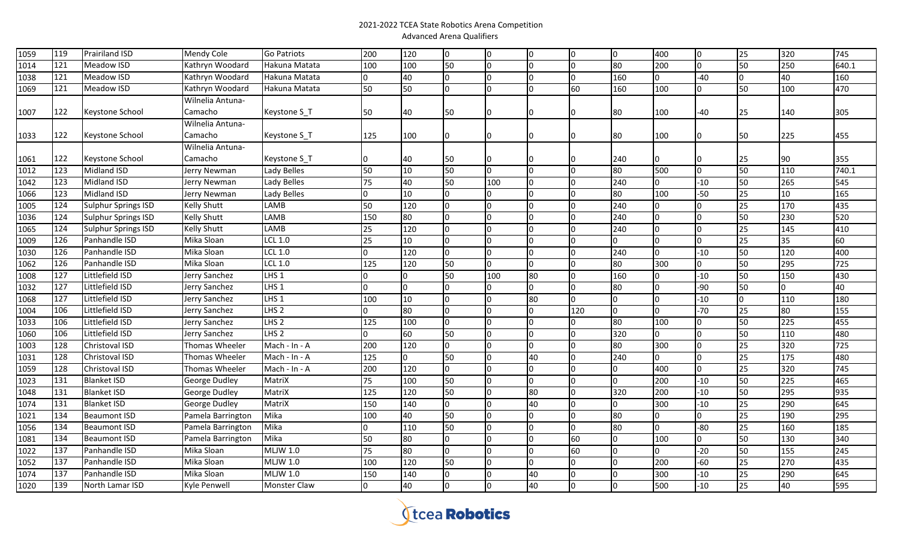2021-2022 TCEA State Robotics Arena Competition

Advanced Arena Qualifiers

| | | | | | | | | | | | | | | | | |
|---|---|---|---|---|---|---|---|---|---|---|---|---|---|---|---|---|
| 1059 | 119 | Prairiland ISD | Mendy Cole | Go Patriots | 200 | 120 | 0 | 0 | 0 | 0 | 0 | 400 | 0 | 25 | 320 | 745 |
| 1014 | 121 | Meadow ISD | Kathryn Woodard | Hakuna Matata | 100 | 100 | 50 | 0 | 0 | 0 | 80 | 200 | 0 | 50 | 250 | 640.1 |
| 1038 | 121 | Meadow ISD | Kathryn Woodard | Hakuna Matata | 0 | 40 | 0 | 0 | 0 | 0 | 160 | 0 | -40 | 0 | 40 | 160 |
| 1069 | 121 | Meadow ISD | Kathryn Woodard | Hakuna Matata | 50 | 50 | 0 | 0 | 0 | 60 | 160 | 100 | 0 | 50 | 100 | 470 |
| 1007 | 122 | Keystone School | Wilnelia Antuna-Camacho | Keystone S_T | 50 | 40 | 50 | 0 | 0 | 0 | 80 | 100 | -40 | 25 | 140 | 305 |
| 1033 | 122 | Keystone School | Wilnelia Antuna-Camacho | Keystone S_T | 125 | 100 | 0 | 0 | 0 | 0 | 80 | 100 | 0 | 50 | 225 | 455 |
| 1061 | 122 | Keystone School | Wilnelia Antuna-Camacho | Keystone S_T | 0 | 40 | 50 | 0 | 0 | 0 | 240 | 0 | 0 | 25 | 90 | 355 |
| 1012 | 123 | Midland ISD | Jerry Newman | Lady Belles | 50 | 10 | 50 | 0 | 0 | 0 | 80 | 500 | 0 | 50 | 110 | 740.1 |
| 1042 | 123 | Midland ISD | Jerry Newman | Lady Belles | 75 | 40 | 50 | 100 | 0 | 0 | 240 | 0 | -10 | 50 | 265 | 545 |
| 1066 | 123 | Midland ISD | Jerry Newman | Lady Belles | 0 | 10 | 0 | 0 | 0 | 0 | 80 | 100 | -50 | 25 | 10 | 165 |
| 1005 | 124 | Sulphur Springs ISD | Kelly Shutt | LAMB | 50 | 120 | 0 | 0 | 0 | 0 | 240 | 0 | 0 | 25 | 170 | 435 |
| 1036 | 124 | Sulphur Springs ISD | Kelly Shutt | LAMB | 150 | 80 | 0 | 0 | 0 | 0 | 240 | 0 | 0 | 50 | 230 | 520 |
| 1065 | 124 | Sulphur Springs ISD | Kelly Shutt | LAMB | 25 | 120 | 0 | 0 | 0 | 0 | 240 | 0 | 0 | 25 | 145 | 410 |
| 1009 | 126 | Panhandle ISD | Mika Sloan | LCL 1.0 | 25 | 10 | 0 | 0 | 0 | 0 | 0 | 0 | 0 | 25 | 35 | 60 |
| 1030 | 126 | Panhandle ISD | Mika Sloan | LCL 1.0 | 0 | 120 | 0 | 0 | 0 | 0 | 240 | 0 | -10 | 50 | 120 | 400 |
| 1062 | 126 | Panhandle ISD | Mika Sloan | LCL 1.0 | 125 | 120 | 50 | 0 | 0 | 0 | 80 | 300 | 0 | 50 | 295 | 725 |
| 1008 | 127 | Littlefield ISD | Jerry Sanchez | LHS 1 | 0 | 0 | 50 | 100 | 80 | 0 | 160 | 0 | -10 | 50 | 150 | 430 |
| 1032 | 127 | Littlefield ISD | Jerry Sanchez | LHS 1 | 0 | 0 | 0 | 0 | 0 | 0 | 80 | 0 | -90 | 50 | 0 | 40 |
| 1068 | 127 | Littlefield ISD | Jerry Sanchez | LHS 1 | 100 | 10 | 0 | 0 | 80 | 0 | 0 | 0 | -10 | 0 | 110 | 180 |
| 1004 | 106 | Littlefield ISD | Jerry Sanchez | LHS 2 | 0 | 80 | 0 | 0 | 0 | 120 | 0 | 0 | -70 | 25 | 80 | 155 |
| 1033 | 106 | Littlefield ISD | Jerry Sanchez | LHS 2 | 125 | 100 | 0 | 0 | 0 | 0 | 80 | 100 | 0 | 50 | 225 | 455 |
| 1060 | 106 | Littlefield ISD | Jerry Sanchez | LHS 2 | 0 | 60 | 50 | 0 | 0 | 0 | 320 | 0 | 0 | 50 | 110 | 480 |
| 1003 | 128 | Christoval ISD | Thomas Wheeler | Mach - In - A | 200 | 120 | 0 | 0 | 0 | 0 | 80 | 300 | 0 | 25 | 320 | 725 |
| 1031 | 128 | Christoval ISD | Thomas Wheeler | Mach - In - A | 125 | 0 | 50 | 0 | 40 | 0 | 240 | 0 | 0 | 25 | 175 | 480 |
| 1059 | 128 | Christoval ISD | Thomas Wheeler | Mach - In - A | 200 | 120 | 0 | 0 | 0 | 0 | 0 | 400 | 0 | 25 | 320 | 745 |
| 1023 | 131 | Blanket ISD | George Dudley | MatriX | 75 | 100 | 50 | 0 | 0 | 0 | 0 | 200 | -10 | 50 | 225 | 465 |
| 1048 | 131 | Blanket ISD | George Dudley | MatriX | 125 | 120 | 50 | 0 | 80 | 0 | 320 | 200 | -10 | 50 | 295 | 935 |
| 1074 | 131 | Blanket ISD | George Dudley | MatriX | 150 | 140 | 0 | 0 | 40 | 0 | 0 | 300 | -10 | 25 | 290 | 645 |
| 1021 | 134 | Beaumont ISD | Pamela Barrington | Mika | 100 | 40 | 50 | 0 | 0 | 0 | 80 | 0 | 0 | 25 | 190 | 295 |
| 1056 | 134 | Beaumont ISD | Pamela Barrington | Mika | 0 | 110 | 50 | 0 | 0 | 0 | 80 | 0 | -80 | 25 | 160 | 185 |
| 1081 | 134 | Beaumont ISD | Pamela Barrington | Mika | 50 | 80 | 0 | 0 | 0 | 60 | 0 | 100 | 0 | 50 | 130 | 340 |
| 1022 | 137 | Panhandle ISD | Mika Sloan | MLJW 1.0 | 75 | 80 | 0 | 0 | 0 | 60 | 0 | 0 | -20 | 50 | 155 | 245 |
| 1052 | 137 | Panhandle ISD | Mika Sloan | MLJW 1.0 | 100 | 120 | 50 | 0 | 0 | 0 | 0 | 200 | -60 | 25 | 270 | 435 |
| 1074 | 137 | Panhandle ISD | Mika Sloan | MLJW 1.0 | 150 | 140 | 0 | 0 | 40 | 0 | 0 | 300 | -10 | 25 | 290 | 645 |
| 1020 | 139 | North Lamar ISD | Kyle Penwell | Monster Claw | 0 | 40 | 0 | 0 | 40 | 0 | 0 | 500 | -10 | 25 | 40 | 595 |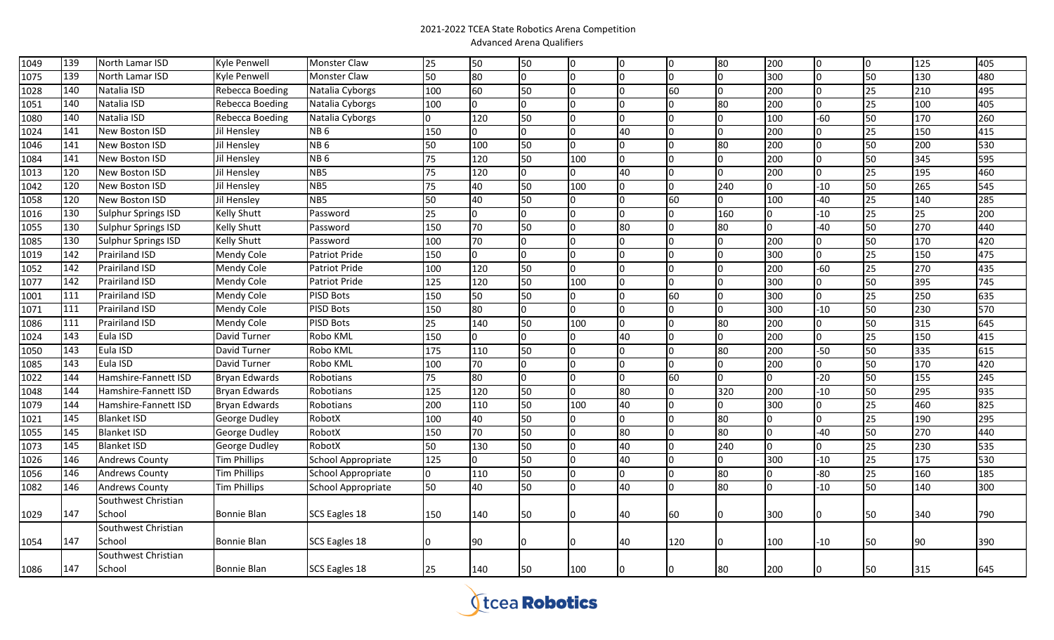2021-2022 TCEA State Robotics Arena Competition
Advanced Arena Qualifiers

| | | | | | | | | | | | | | | | | |
|---|---|---|---|---|---|---|---|---|---|---|---|---|---|---|---|---|
| 1049 | 139 | North Lamar ISD | Kyle Penwell | Monster Claw | 25 | 50 | 50 | 0 | 0 | 0 | 80 | 200 | 0 | 0 | 125 | 405 |
| 1075 | 139 | North Lamar ISD | Kyle Penwell | Monster Claw | 50 | 80 | 0 | 0 | 0 | 0 | 0 | 300 | 0 | 50 | 130 | 480 |
| 1028 | 140 | Natalia ISD | Rebecca Boeding | Natalia Cyborgs | 100 | 60 | 50 | 0 | 0 | 60 | 0 | 200 | 0 | 25 | 210 | 495 |
| 1051 | 140 | Natalia ISD | Rebecca Boeding | Natalia Cyborgs | 100 | 0 | 0 | 0 | 0 | 0 | 80 | 200 | 0 | 25 | 100 | 405 |
| 1080 | 140 | Natalia ISD | Rebecca Boeding | Natalia Cyborgs | 0 | 120 | 50 | 0 | 0 | 0 | 0 | 100 | -60 | 50 | 170 | 260 |
| 1024 | 141 | New Boston ISD | Jil Hensley | NB 6 | 150 | 0 | 0 | 0 | 40 | 0 | 0 | 200 | 0 | 25 | 150 | 415 |
| 1046 | 141 | New Boston ISD | Jil Hensley | NB 6 | 50 | 100 | 50 | 0 | 0 | 0 | 80 | 200 | 0 | 50 | 200 | 530 |
| 1084 | 141 | New Boston ISD | Jil Hensley | NB 6 | 75 | 120 | 50 | 100 | 0 | 0 | 0 | 200 | 0 | 50 | 345 | 595 |
| 1013 | 120 | New Boston ISD | Jil Hensley | NB5 | 75 | 120 | 0 | 0 | 40 | 0 | 0 | 200 | 0 | 25 | 195 | 460 |
| 1042 | 120 | New Boston ISD | Jil Hensley | NB5 | 75 | 40 | 50 | 100 | 0 | 0 | 240 | 0 | -10 | 50 | 265 | 545 |
| 1058 | 120 | New Boston ISD | Jil Hensley | NB5 | 50 | 40 | 50 | 0 | 0 | 60 | 0 | 100 | -40 | 25 | 140 | 285 |
| 1016 | 130 | Sulphur Springs ISD | Kelly Shutt | Password | 25 | 0 | 0 | 0 | 0 | 0 | 160 | 0 | -10 | 25 | 25 | 200 |
| 1055 | 130 | Sulphur Springs ISD | Kelly Shutt | Password | 150 | 70 | 50 | 0 | 80 | 0 | 80 | 0 | -40 | 50 | 270 | 440 |
| 1085 | 130 | Sulphur Springs ISD | Kelly Shutt | Password | 100 | 70 | 0 | 0 | 0 | 0 | 0 | 200 | 0 | 50 | 170 | 420 |
| 1019 | 142 | Prairiland ISD | Mendy Cole | Patriot Pride | 150 | 0 | 0 | 0 | 0 | 0 | 0 | 300 | 0 | 25 | 150 | 475 |
| 1052 | 142 | Prairiland ISD | Mendy Cole | Patriot Pride | 100 | 120 | 50 | 0 | 0 | 0 | 0 | 200 | -60 | 25 | 270 | 435 |
| 1077 | 142 | Prairiland ISD | Mendy Cole | Patriot Pride | 125 | 120 | 50 | 100 | 0 | 0 | 0 | 300 | 0 | 50 | 395 | 745 |
| 1001 | 111 | Prairiland ISD | Mendy Cole | PISD Bots | 150 | 50 | 50 | 0 | 0 | 60 | 0 | 300 | 0 | 25 | 250 | 635 |
| 1071 | 111 | Prairiland ISD | Mendy Cole | PISD Bots | 150 | 80 | 0 | 0 | 0 | 0 | 0 | 300 | -10 | 50 | 230 | 570 |
| 1086 | 111 | Prairiland ISD | Mendy Cole | PISD Bots | 25 | 140 | 50 | 100 | 0 | 0 | 80 | 200 | 0 | 50 | 315 | 645 |
| 1024 | 143 | Eula ISD | David Turner | Robo KML | 150 | 0 | 0 | 0 | 40 | 0 | 0 | 200 | 0 | 25 | 150 | 415 |
| 1050 | 143 | Eula ISD | David Turner | Robo KML | 175 | 110 | 50 | 0 | 0 | 0 | 80 | 200 | -50 | 50 | 335 | 615 |
| 1085 | 143 | Eula ISD | David Turner | Robo KML | 100 | 70 | 0 | 0 | 0 | 0 | 0 | 200 | 0 | 50 | 170 | 420 |
| 1022 | 144 | Hamshire-Fannett ISD | Bryan Edwards | Robotians | 75 | 80 | 0 | 0 | 0 | 60 | 0 | 0 | -20 | 50 | 155 | 245 |
| 1048 | 144 | Hamshire-Fannett ISD | Bryan Edwards | Robotians | 125 | 120 | 50 | 0 | 80 | 0 | 320 | 200 | -10 | 50 | 295 | 935 |
| 1079 | 144 | Hamshire-Fannett ISD | Bryan Edwards | Robotians | 200 | 110 | 50 | 100 | 40 | 0 | 0 | 300 | 0 | 25 | 460 | 825 |
| 1021 | 145 | Blanket ISD | George Dudley | RobotX | 100 | 40 | 50 | 0 | 0 | 0 | 80 | 0 | 0 | 25 | 190 | 295 |
| 1055 | 145 | Blanket ISD | George Dudley | RobotX | 150 | 70 | 50 | 0 | 80 | 0 | 80 | 0 | -40 | 50 | 270 | 440 |
| 1073 | 145 | Blanket ISD | George Dudley | RobotX | 50 | 130 | 50 | 0 | 40 | 0 | 240 | 0 | 0 | 25 | 230 | 535 |
| 1026 | 146 | Andrews County | Tim Phillips | School Appropriate | 125 | 0 | 50 | 0 | 40 | 0 | 0 | 300 | -10 | 25 | 175 | 530 |
| 1056 | 146 | Andrews County | Tim Phillips | School Appropriate | 0 | 110 | 50 | 0 | 0 | 0 | 80 | 0 | -80 | 25 | 160 | 185 |
| 1082 | 146 | Andrews County | Tim Phillips | School Appropriate | 50 | 40 | 50 | 0 | 40 | 0 | 80 | 0 | -10 | 50 | 140 | 300 |
| 1029 | 147 | Southwest Christian School | Bonnie Blan | SCS Eagles 18 | 150 | 140 | 50 | 0 | 40 | 60 | 0 | 300 | 0 | 50 | 340 | 790 |
| 1054 | 147 | Southwest Christian School | Bonnie Blan | SCS Eagles 18 | 0 | 90 | 0 | 0 | 40 | 120 | 0 | 100 | -10 | 50 | 90 | 390 |
| 1086 | 147 | Southwest Christian School | Bonnie Blan | SCS Eagles 18 | 25 | 140 | 50 | 100 | 0 | 0 | 80 | 200 | 0 | 50 | 315 | 645 |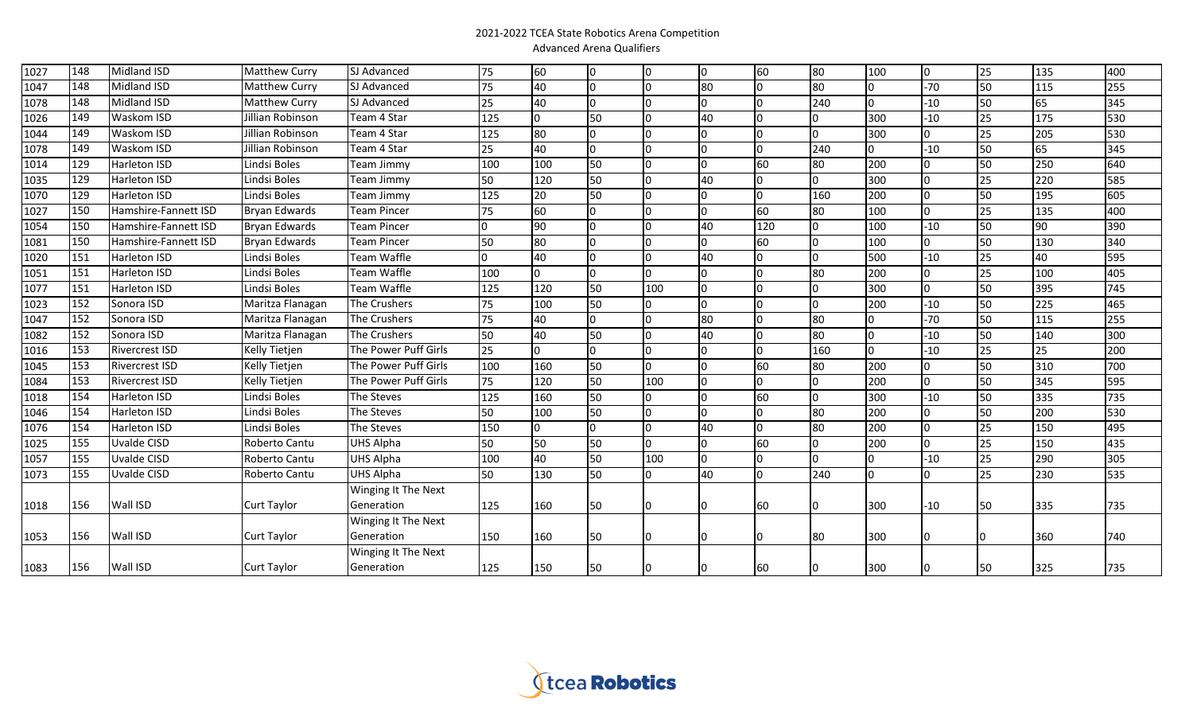2021-2022 TCEA State Robotics Arena Competition
Advanced Arena Qualifiers

| | | | | | | | | | | | | | | | | |
|---|---|---|---|---|---|---|---|---|---|---|---|---|---|---|---|---|
| 1027 | 148 | Midland ISD | Matthew Curry | SJ Advanced | 75 | 60 | 0 | 0 | 0 | 60 | 80 | 100 | 0 | 25 | 135 | 400 |
| 1047 | 148 | Midland ISD | Matthew Curry | SJ Advanced | 75 | 40 | 0 | 0 | 80 | 0 | 80 | 0 | -70 | 50 | 115 | 255 |
| 1078 | 148 | Midland ISD | Matthew Curry | SJ Advanced | 25 | 40 | 0 | 0 | 0 | 0 | 240 | 0 | -10 | 50 | 65 | 345 |
| 1026 | 149 | Waskom ISD | Jillian Robinson | Team 4 Star | 125 | 0 | 50 | 0 | 40 | 0 | 0 | 300 | -10 | 25 | 175 | 530 |
| 1044 | 149 | Waskom ISD | Jillian Robinson | Team 4 Star | 125 | 80 | 0 | 0 | 0 | 0 | 0 | 300 | 0 | 25 | 205 | 530 |
| 1078 | 149 | Waskom ISD | Jillian Robinson | Team 4 Star | 25 | 40 | 0 | 0 | 0 | 0 | 240 | 0 | -10 | 50 | 65 | 345 |
| 1014 | 129 | Harleton ISD | Lindsi Boles | Team Jimmy | 100 | 100 | 50 | 0 | 0 | 60 | 80 | 200 | 0 | 50 | 250 | 640 |
| 1035 | 129 | Harleton ISD | Lindsi Boles | Team Jimmy | 50 | 120 | 50 | 0 | 40 | 0 | 0 | 300 | 0 | 25 | 220 | 585 |
| 1070 | 129 | Harleton ISD | Lindsi Boles | Team Jimmy | 125 | 20 | 50 | 0 | 0 | 0 | 160 | 200 | 0 | 50 | 195 | 605 |
| 1027 | 150 | Hamshire-Fannett ISD | Bryan Edwards | Team Pincer | 75 | 60 | 0 | 0 | 0 | 60 | 80 | 100 | 0 | 25 | 135 | 400 |
| 1054 | 150 | Hamshire-Fannett ISD | Bryan Edwards | Team Pincer | 0 | 90 | 0 | 0 | 40 | 120 | 0 | 100 | -10 | 50 | 90 | 390 |
| 1081 | 150 | Hamshire-Fannett ISD | Bryan Edwards | Team Pincer | 50 | 80 | 0 | 0 | 0 | 60 | 0 | 100 | 0 | 50 | 130 | 340 |
| 1020 | 151 | Harleton ISD | Lindsi Boles | Team Waffle | 0 | 40 | 0 | 0 | 40 | 0 | 0 | 500 | -10 | 25 | 40 | 595 |
| 1051 | 151 | Harleton ISD | Lindsi Boles | Team Waffle | 100 | 0 | 0 | 0 | 0 | 0 | 80 | 200 | 0 | 25 | 100 | 405 |
| 1077 | 151 | Harleton ISD | Lindsi Boles | Team Waffle | 125 | 120 | 50 | 100 | 0 | 0 | 0 | 300 | 0 | 50 | 395 | 745 |
| 1023 | 152 | Sonora ISD | Maritza Flanagan | The Crushers | 75 | 100 | 50 | 0 | 0 | 0 | 0 | 200 | -10 | 50 | 225 | 465 |
| 1047 | 152 | Sonora ISD | Maritza Flanagan | The Crushers | 75 | 40 | 0 | 0 | 80 | 0 | 80 | 0 | -70 | 50 | 115 | 255 |
| 1082 | 152 | Sonora ISD | Maritza Flanagan | The Crushers | 50 | 40 | 50 | 0 | 40 | 0 | 80 | 0 | -10 | 50 | 140 | 300 |
| 1016 | 153 | Rivercrest ISD | Kelly Tietjen | The Power Puff Girls | 25 | 0 | 0 | 0 | 0 | 0 | 160 | 0 | -10 | 25 | 25 | 200 |
| 1045 | 153 | Rivercrest ISD | Kelly Tietjen | The Power Puff Girls | 100 | 160 | 50 | 0 | 0 | 60 | 80 | 200 | 0 | 50 | 310 | 700 |
| 1084 | 153 | Rivercrest ISD | Kelly Tietjen | The Power Puff Girls | 75 | 120 | 50 | 100 | 0 | 0 | 0 | 200 | 0 | 50 | 345 | 595 |
| 1018 | 154 | Harleton ISD | Lindsi Boles | The Steves | 125 | 160 | 50 | 0 | 0 | 60 | 0 | 300 | -10 | 50 | 335 | 735 |
| 1046 | 154 | Harleton ISD | Lindsi Boles | The Steves | 50 | 100 | 50 | 0 | 0 | 0 | 80 | 200 | 0 | 50 | 200 | 530 |
| 1076 | 154 | Harleton ISD | Lindsi Boles | The Steves | 150 | 0 | 0 | 0 | 40 | 0 | 80 | 200 | 0 | 25 | 150 | 495 |
| 1025 | 155 | Uvalde CISD | Roberto Cantu | UHS Alpha | 50 | 50 | 50 | 0 | 0 | 60 | 0 | 200 | 0 | 25 | 150 | 435 |
| 1057 | 155 | Uvalde CISD | Roberto Cantu | UHS Alpha | 100 | 40 | 50 | 100 | 0 | 0 | 0 | 0 | -10 | 25 | 290 | 305 |
| 1073 | 155 | Uvalde CISD | Roberto Cantu | UHS Alpha | 50 | 130 | 50 | 0 | 40 | 0 | 240 | 0 | 0 | 25 | 230 | 535 |
| 1018 | 156 | Wall ISD | Curt Taylor | Winging It The Next Generation | 125 | 160 | 50 | 0 | 0 | 60 | 0 | 300 | -10 | 50 | 335 | 735 |
| 1053 | 156 | Wall ISD | Curt Taylor | Winging It The Next Generation | 150 | 160 | 50 | 0 | 0 | 0 | 80 | 300 | 0 | 0 | 360 | 740 |
| 1083 | 156 | Wall ISD | Curt Taylor | Winging It The Next Generation | 125 | 150 | 50 | 0 | 0 | 60 | 0 | 300 | 0 | 50 | 325 | 735 |

tcea Robotics